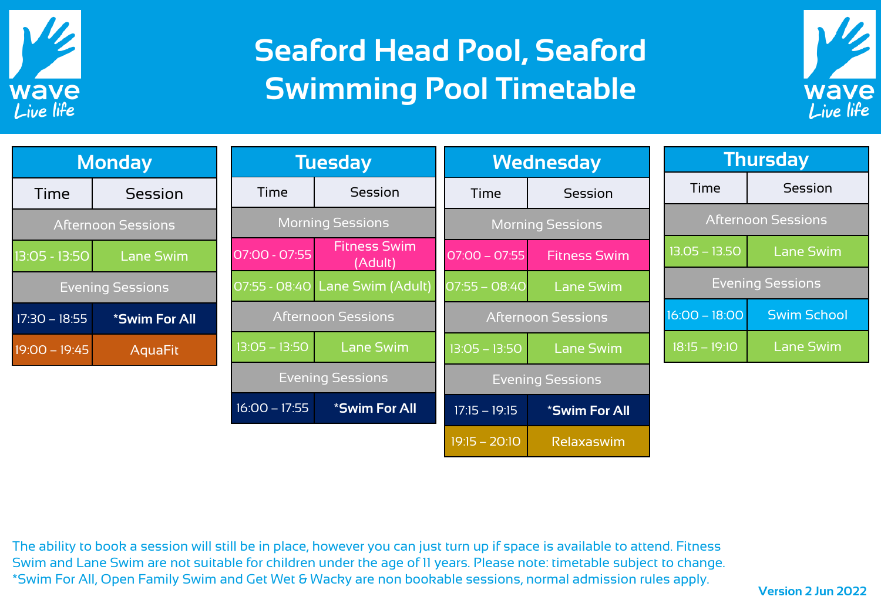# Seaford Head Pool, Seaford Swimming Pool Timetable

## Monday

| Time | Session |
|---|---|
| Afternoon Sessions | |
| 13:05 - 13:50 | Lane Swim |
| Evening Sessions | |
| 17:30 – 18:55 | ***Swim For All** |
| 19:00 – 19:45 | AquaFit |

## Tuesday

| Time | Session |
|---|---|
| Morning Sessions | |
| 07:00 - 07:55 | Fitness Swim (Adult) |
| 07:55 - 08:40 | Lane Swim (Adult) |
| Afternoon Sessions | |
| 13:05 – 13:50 | Lane Swim |
| Evening Sessions | |
| 16:00 – 17:55 | ***Swim For All** |

## Wednesday

| Time | Session |
|---|---|
| Morning Sessions | |
| 07:00 – 07:55 | Fitness Swim |
| 07:55 – 08:40 | Lane Swim |
| Afternoon Sessions | |
| 13:05 – 13:50 | Lane Swim |
| Evening Sessions | |
| 17:15 – 19:15 | ***Swim For All** |
| 19:15 – 20:10 | Relaxaswim |

## Thursday

| Time | Session |
|---|---|
| Afternoon Sessions | |
| 13.05 – 13.50 | Lane Swim |
| Evening Sessions | |
| 16:00 – 18:00 | Swim School |
| 18:15 – 19:10 | Lane Swim |

The ability to book a session will still be in place, however you can just turn up if space is available to attend. Fitness Swim and Lane Swim are not suitable for children under the age of 11 years. Please note: timetable subject to change.
*Swim For All, Open Family Swim and Get Wet & Wacky are non bookable sessions, normal admission rules apply.

**Version 2 Jun 2022**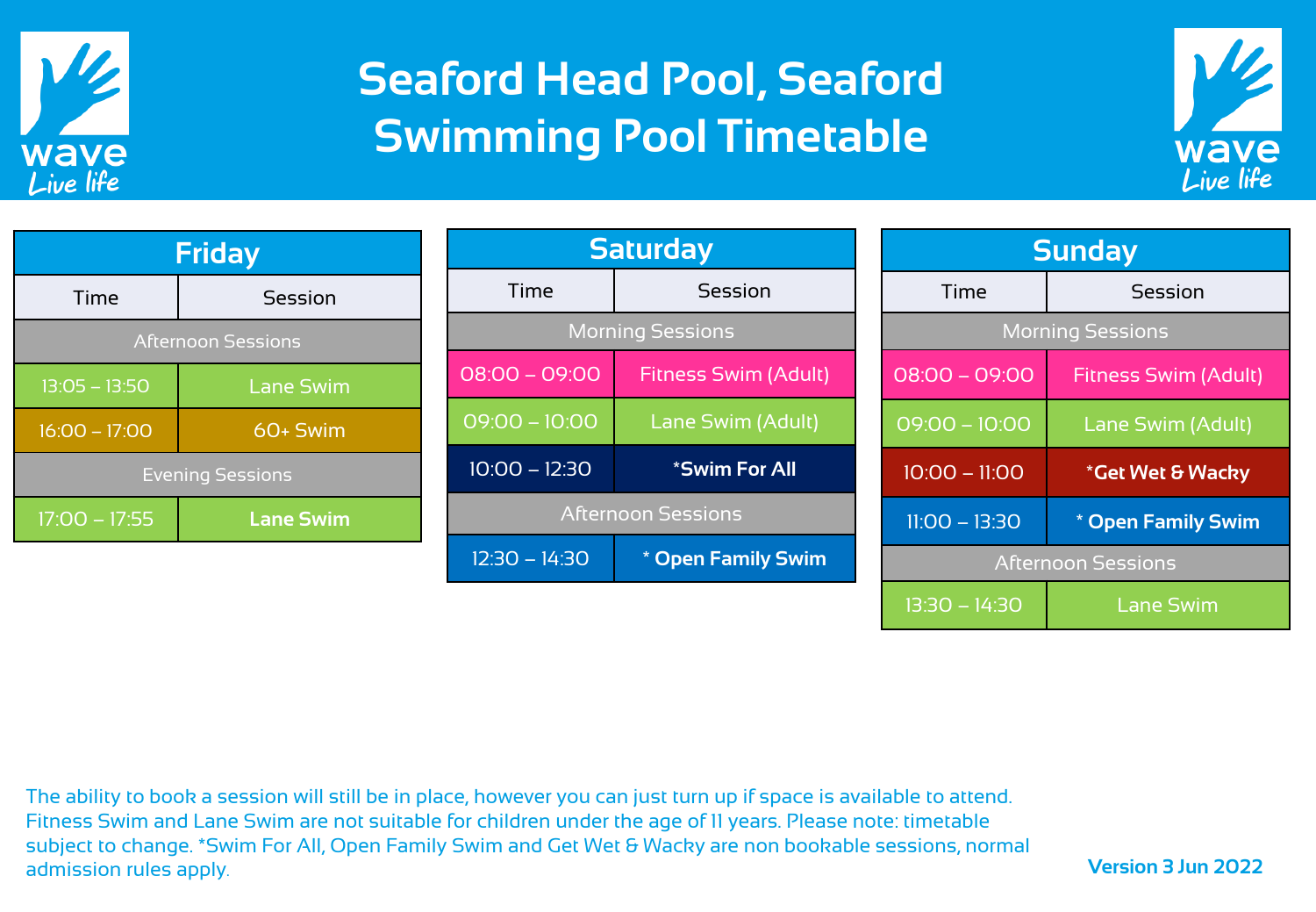# Seaford Head Pool, Seaford Swimming Pool Timetable

## Friday

| Time | Session |
|---|---|
| **Afternoon Sessions** | |
| 13:05 – 13:50 | Lane Swim |
| 16:00 – 17:00 | 60+ Swim |
| **Evening Sessions** | |
| 17:00 – 17:55 | **Lane Swim** |

## Saturday

| Time | Session |
|---|---|
| **Morning Sessions** | |
| 08:00 – 09:00 | Fitness Swim (Adult) |
| 09:00 – 10:00 | Lane Swim (Adult) |
| 10:00 – 12:30 | ***Swim For All** |
| **Afternoon Sessions** | |
| 12:30 – 14:30 | *** Open Family Swim** |

## Sunday

| Time | Session |
|---|---|
| **Morning Sessions** | |
| 08:00 – 09:00 | Fitness Swim (Adult) |
| 09:00 – 10:00 | Lane Swim (Adult) |
| 10:00 – 11:00 | ***Get Wet & Wacky** |
| 11:00 – 13:30 | *** Open Family Swim** |
| **Afternoon Sessions** | |
| 13:30 – 14:30 | Lane Swim |

The ability to book a session will still be in place, however you can just turn up if space is available to attend. Fitness Swim and Lane Swim are not suitable for children under the age of 11 years. Please note: timetable subject to change. *Swim For All, Open Family Swim and Get Wet & Wacky are non bookable sessions, normal admission rules apply.

**Version 3 Jun 2022**